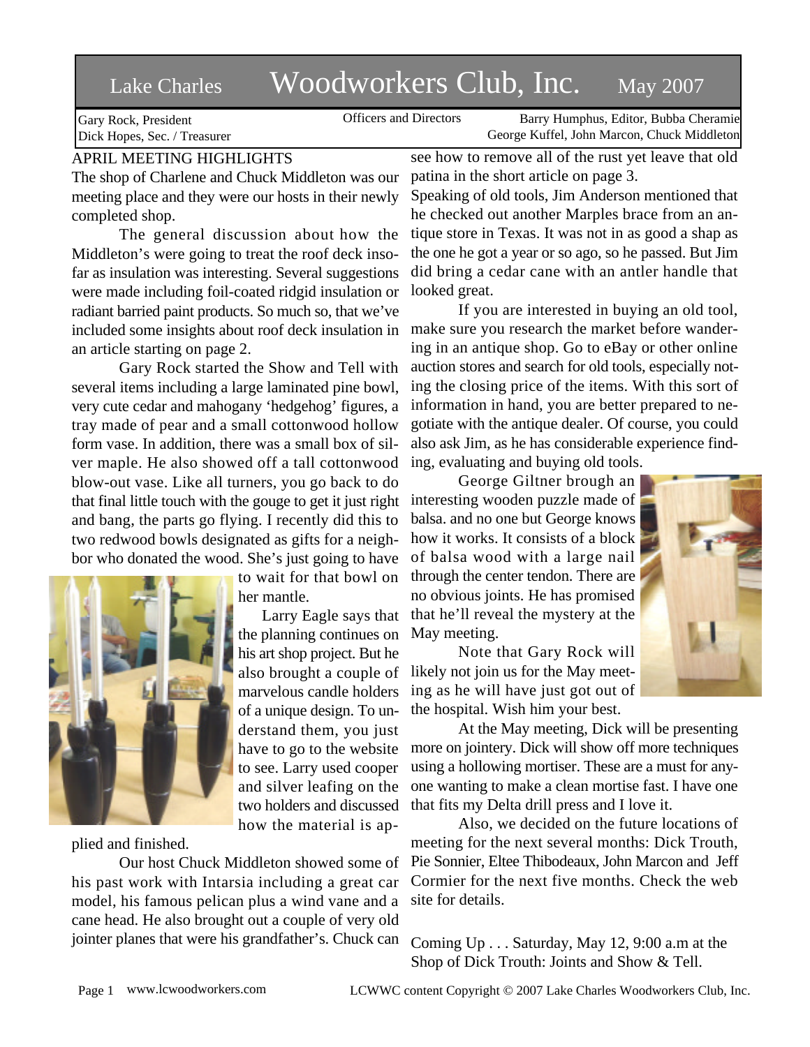# Lake Charles Woodworkers Club, Inc. May 2007

Gary Rock, President
Dick Hopes, Sec. / Treasurer

Officers and Directors

Barry Humphus, Editor, Bubba Cheramie
George Kuffel, John Marcon, Chuck Middleton

## APRIL MEETING HIGHLIGHTS

The shop of Charlene and Chuck Middleton was our meeting place and they were our hosts in their newly completed shop.

The general discussion about how the Middleton's were going to treat the roof deck insofar as insulation was interesting. Several suggestions were made including foil-coated ridgid insulation or radiant barried paint products. So much so, that we've included some insights about roof deck insulation in an article starting on page 2.

Gary Rock started the Show and Tell with several items including a large laminated pine bowl, very cute cedar and mahogany 'hedgehog' figures, a tray made of pear and a small cottonwood hollow form vase. In addition, there was a small box of silver maple. He also showed off a tall cottonwood blow-out vase. Like all turners, you go back to do that final little touch with the gouge to get it just right and bang, the parts go flying. I recently did this to two redwood bowls designated as gifts for a neighbor who donated the wood. She's just going to have to wait for that bowl on her mantle.

Larry Eagle says that the planning continues on his art shop project. But he also brought a couple of marvelous candle holders of a unique design. To understand them, you just have to go to the website to see. Larry used cooper and silver leafing on the two holders and discussed how the material is applied and finished.

Our host Chuck Middleton showed some of his past work with Intarsia including a great car model, his famous pelican plus a wind vane and a cane head. He also brought out a couple of very old jointer planes that were his grandfather's. Chuck can see how to remove all of the rust yet leave that old patina in the short article on page 3.

Speaking of old tools, Jim Anderson mentioned that he checked out another Marples brace from an antique store in Texas. It was not in as good a shap as the one he got a year or so ago, so he passed. But Jim did bring a cedar cane with an antler handle that looked great.

If you are interested in buying an old tool, make sure you research the market before wandering in an antique shop. Go to eBay or other online auction stores and search for old tools, especially noting the closing price of the items. With this sort of information in hand, you are better prepared to negotiate with the antique dealer. Of course, you could also ask Jim, as he has considerable experience finding, evaluating and buying old tools.

George Giltner brough an interesting wooden puzzle made of balsa. and no one but George knows how it works. It consists of a block of balsa wood with a large nail through the center tendon. There are no obvious joints. He has promised that he'll reveal the mystery at the May meeting.

Note that Gary Rock will likely not join us for the May meeting as he will have just got out of the hospital. Wish him your best.

At the May meeting, Dick will be presenting more on jointery. Dick will show off more techniques using a hollowing mortiser. These are a must for anyone wanting to make a clean mortise fast. I have one that fits my Delta drill press and I love it.

Also, we decided on the future locations of meeting for the next several months: Dick Trouth, Pie Sonnier, Eltee Thibodeaux, John Marcon and Jeff Cormier for the next five months. Check the web site for details.

Coming Up . . . Saturday, May 12, 9:00 a.m at the Shop of Dick Trouth: Joints and Show & Tell.

www.lcwoodworkers.com

LCWWC content Copyright © 2007 Lake Charles Woodworkers Club, Inc.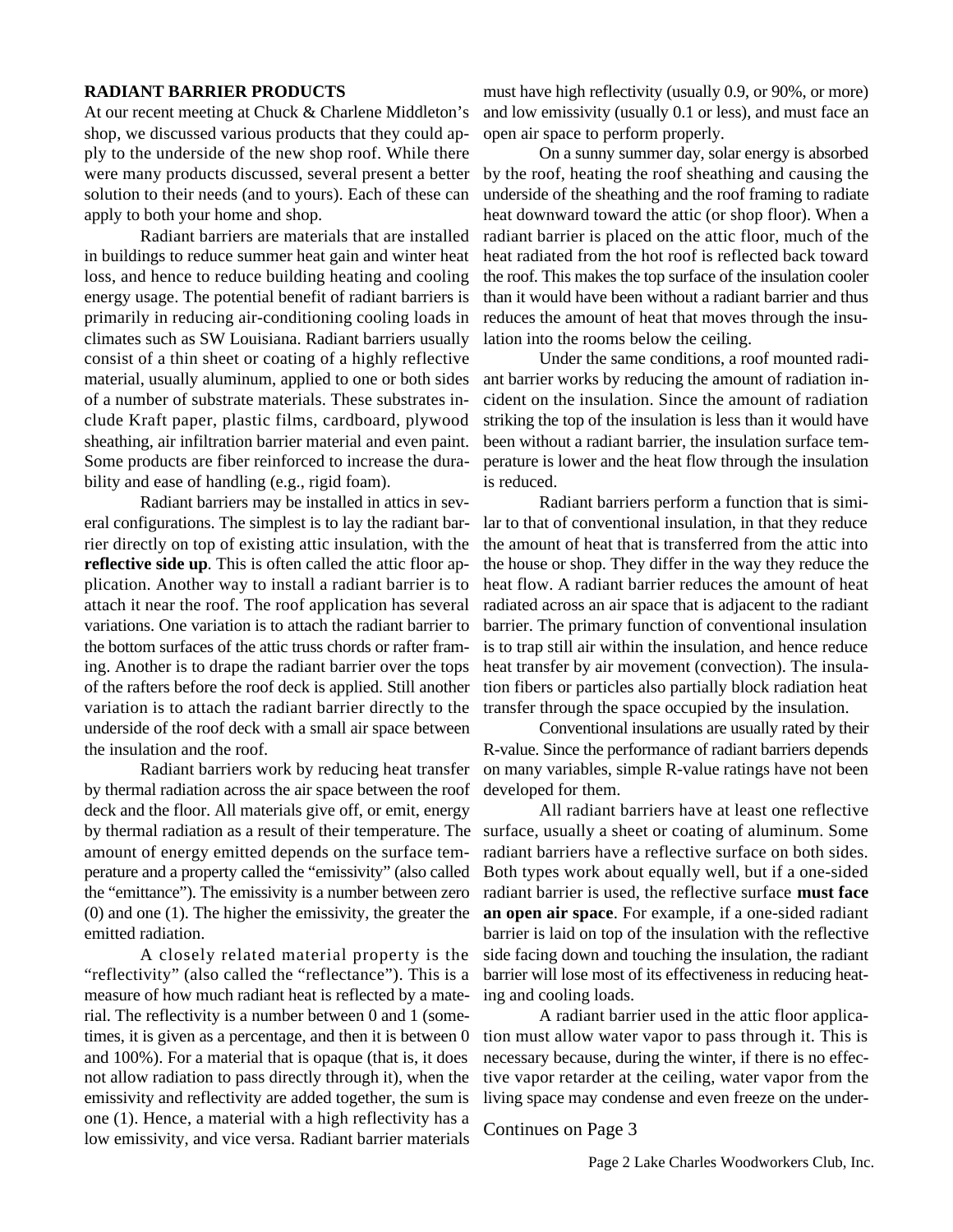## RADIANT BARRIER PRODUCTS

At our recent meeting at Chuck & Charlene Middleton's shop, we discussed various products that they could apply to the underside of the new shop roof. While there were many products discussed, several present a better solution to their needs (and to yours). Each of these can apply to both your home and shop.

Radiant barriers are materials that are installed in buildings to reduce summer heat gain and winter heat loss, and hence to reduce building heating and cooling energy usage. The potential benefit of radiant barriers is primarily in reducing air-conditioning cooling loads in climates such as SW Louisiana. Radiant barriers usually consist of a thin sheet or coating of a highly reflective material, usually aluminum, applied to one or both sides of a number of substrate materials. These substrates include Kraft paper, plastic films, cardboard, plywood sheathing, air infiltration barrier material and even paint. Some products are fiber reinforced to increase the durability and ease of handling (e.g., rigid foam).

Radiant barriers may be installed in attics in several configurations. The simplest is to lay the radiant barrier directly on top of existing attic insulation, with the **reflective side up**. This is often called the attic floor application. Another way to install a radiant barrier is to attach it near the roof. The roof application has several variations. One variation is to attach the radiant barrier to the bottom surfaces of the attic truss chords or rafter framing. Another is to drape the radiant barrier over the tops of the rafters before the roof deck is applied. Still another variation is to attach the radiant barrier directly to the underside of the roof deck with a small air space between the insulation and the roof.

Radiant barriers work by reducing heat transfer by thermal radiation across the air space between the roof deck and the floor. All materials give off, or emit, energy by thermal radiation as a result of their temperature. The amount of energy emitted depends on the surface temperature and a property called the "emissivity" (also called the "emittance"). The emissivity is a number between zero (0) and one (1). The higher the emissivity, the greater the emitted radiation.

A closely related material property is the "reflectivity" (also called the "reflectance"). This is a measure of how much radiant heat is reflected by a material. The reflectivity is a number between 0 and 1 (sometimes, it is given as a percentage, and then it is between 0 and 100%). For a material that is opaque (that is, it does not allow radiation to pass directly through it), when the emissivity and reflectivity are added together, the sum is one (1). Hence, a material with a high reflectivity has a low emissivity, and vice versa. Radiant barrier materials must have high reflectivity (usually 0.9, or 90%, or more) and low emissivity (usually 0.1 or less), and must face an open air space to perform properly.

On a sunny summer day, solar energy is absorbed by the roof, heating the roof sheathing and causing the underside of the sheathing and the roof framing to radiate heat downward toward the attic (or shop floor). When a radiant barrier is placed on the attic floor, much of the heat radiated from the hot roof is reflected back toward the roof. This makes the top surface of the insulation cooler than it would have been without a radiant barrier and thus reduces the amount of heat that moves through the insulation into the rooms below the ceiling.

Under the same conditions, a roof mounted radiant barrier works by reducing the amount of radiation incident on the insulation. Since the amount of radiation striking the top of the insulation is less than it would have been without a radiant barrier, the insulation surface temperature is lower and the heat flow through the insulation is reduced.

Radiant barriers perform a function that is similar to that of conventional insulation, in that they reduce the amount of heat that is transferred from the attic into the house or shop. They differ in the way they reduce the heat flow. A radiant barrier reduces the amount of heat radiated across an air space that is adjacent to the radiant barrier. The primary function of conventional insulation is to trap still air within the insulation, and hence reduce heat transfer by air movement (convection). The insulation fibers or particles also partially block radiation heat transfer through the space occupied by the insulation.

Conventional insulations are usually rated by their R-value. Since the performance of radiant barriers depends on many variables, simple R-value ratings have not been developed for them.

All radiant barriers have at least one reflective surface, usually a sheet or coating of aluminum. Some radiant barriers have a reflective surface on both sides. Both types work about equally well, but if a one-sided radiant barrier is used, the reflective surface **must face an open air space**. For example, if a one-sided radiant barrier is laid on top of the insulation with the reflective side facing down and touching the insulation, the radiant barrier will lose most of its effectiveness in reducing heating and cooling loads.

A radiant barrier used in the attic floor application must allow water vapor to pass through it. This is necessary because, during the winter, if there is no effective vapor retarder at the ceiling, water vapor from the living space may condense and even freeze on the under-

Continues on Page 3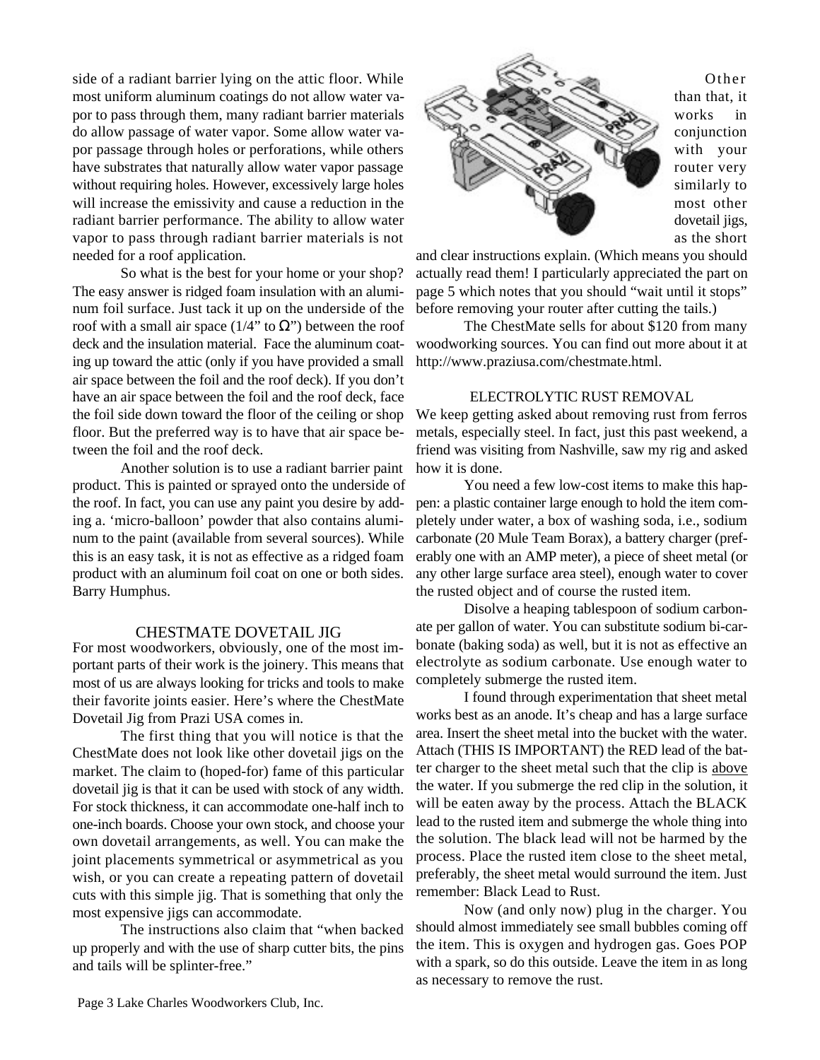side of a radiant barrier lying on the attic floor. While most uniform aluminum coatings do not allow water vapor to pass through them, many radiant barrier materials do allow passage of water vapor. Some allow water vapor passage through holes or perforations, while others have substrates that naturally allow water vapor passage without requiring holes. However, excessively large holes will increase the emissivity and cause a reduction in the radiant barrier performance. The ability to allow water vapor to pass through radiant barrier materials is not needed for a roof application.

So what is the best for your home or your shop? The easy answer is ridged foam insulation with an aluminum foil surface. Just tack it up on the underside of the roof with a small air space (1/4" to Ω") between the roof deck and the insulation material. Face the aluminum coating up toward the attic (only if you have provided a small air space between the foil and the roof deck). If you don't have an air space between the foil and the roof deck, face the foil side down toward the floor of the ceiling or shop floor. But the preferred way is to have that air space between the foil and the roof deck.

Another solution is to use a radiant barrier paint product. This is painted or sprayed onto the underside of the roof. In fact, you can use any paint you desire by adding a. 'micro-balloon' powder that also contains aluminum to the paint (available from several sources). While this is an easy task, it is not as effective as a ridged foam product with an aluminum foil coat on one or both sides. Barry Humphus.

## CHESTMATE DOVETAIL JIG

For most woodworkers, obviously, one of the most important parts of their work is the joinery. This means that most of us are always looking for tricks and tools to make their favorite joints easier. Here's where the ChestMate Dovetail Jig from Prazi USA comes in.

The first thing that you will notice is that the ChestMate does not look like other dovetail jigs on the market. The claim to (hoped-for) fame of this particular dovetail jig is that it can be used with stock of any width. For stock thickness, it can accommodate one-half inch to one-inch boards. Choose your own stock, and choose your own dovetail arrangements, as well. You can make the joint placements symmetrical or asymmetrical as you wish, or you can create a repeating pattern of dovetail cuts with this simple jig. That is something that only the most expensive jigs can accommodate.

The instructions also claim that "when backed up properly and with the use of sharp cutter bits, the pins and tails will be splinter-free."

Other than that, it works in conjunction with your router very similarly to most other dovetail jigs, as the short and clear instructions explain. (Which means you should actually read them! I particularly appreciated the part on page 5 which notes that you should "wait until it stops" before removing your router after cutting the tails.)

The ChestMate sells for about $120 from many woodworking sources. You can find out more about it at http://www.praziusa.com/chestmate.html.

## ELECTROLYTIC RUST REMOVAL

We keep getting asked about removing rust from ferros metals, especially steel. In fact, just this past weekend, a friend was visiting from Nashville, saw my rig and asked how it is done.

You need a few low-cost items to make this happen: a plastic container large enough to hold the item completely under water, a box of washing soda, i.e., sodium carbonate (20 Mule Team Borax), a battery charger (preferably one with an AMP meter), a piece of sheet metal (or any other large surface area steel), enough water to cover the rusted object and of course the rusted item.

Disolve a heaping tablespoon of sodium carbonate per gallon of water. You can substitute sodium bi-carbonate (baking soda) as well, but it is not as effective an electrolyte as sodium carbonate. Use enough water to completely submerge the rusted item.

I found through experimentation that sheet metal works best as an anode. It's cheap and has a large surface area. Insert the sheet metal into the bucket with the water. Attach (THIS IS IMPORTANT) the RED lead of the batter charger to the sheet metal such that the clip is above the water. If you submerge the red clip in the solution, it will be eaten away by the process. Attach the BLACK lead to the rusted item and submerge the whole thing into the solution. The black lead will not be harmed by the process. Place the rusted item close to the sheet metal, preferably, the sheet metal would surround the item. Just remember: Black Lead to Rust.

Now (and only now) plug in the charger. You should almost immediately see small bubbles coming off the item. This is oxygen and hydrogen gas. Goes POP with a spark, so do this outside. Leave the item in as long as necessary to remove the rust.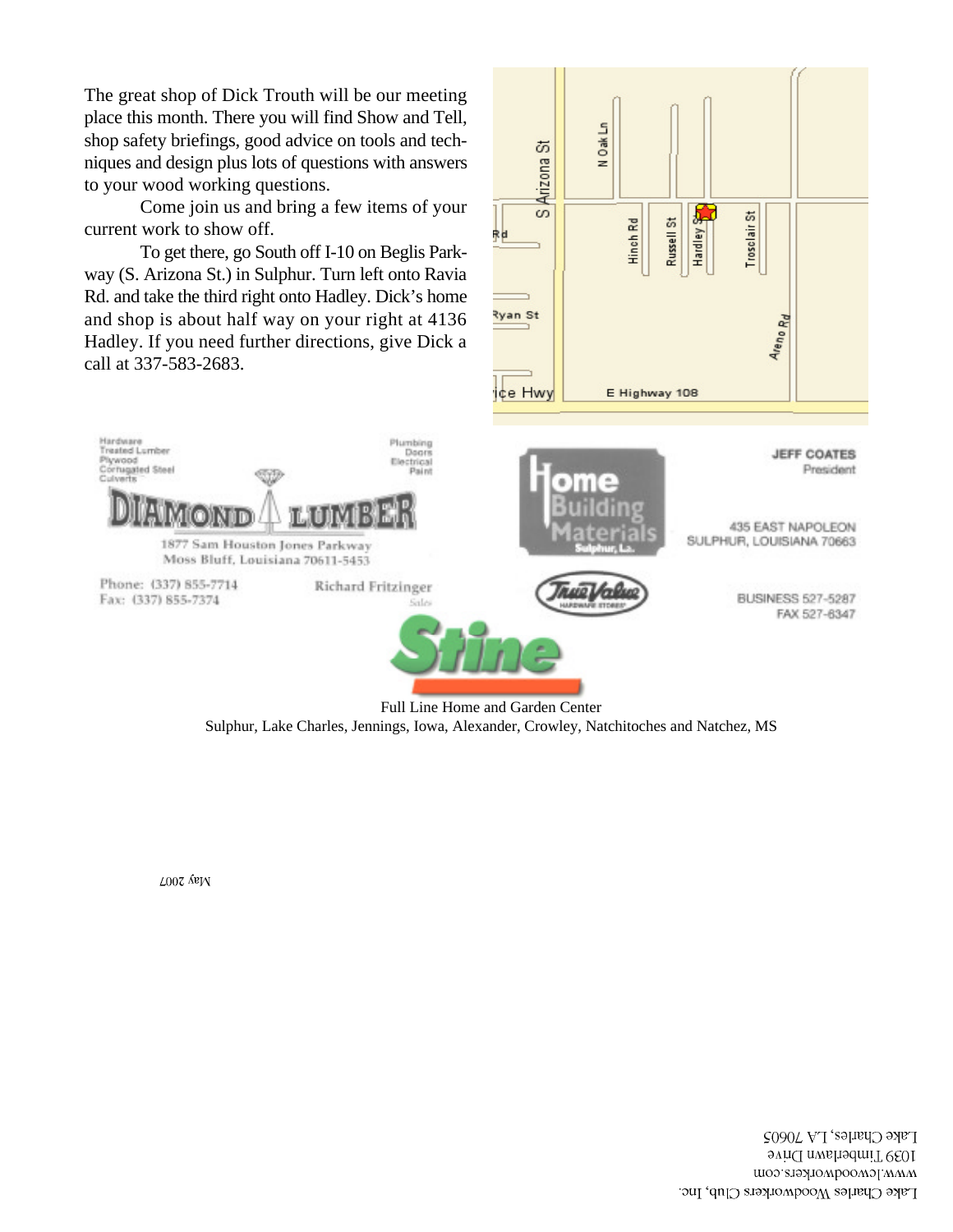The great shop of Dick Trouth will be our meeting place this month. There you will find Show and Tell, shop safety briefings, good advice on tools and techniques and design plus lots of questions with answers to your wood working questions.

Come join us and bring a few items of your current work to show off.

To get there, go South off I-10 on Beglis Parkway (S. Arizona St.) in Sulphur. Turn left onto Ravia Rd. and take the third right onto Hadley. Dick's home and shop is about half way on your right at 4136 Hadley. If you need further directions, give Dick a call at 337-583-2683.

S Arizona St
N Oak Ln
Rd
Hinch Rd
Russell St
Hardley St
Trosclair St
Ryan St
Areno Rd
ice Hwy
E Highway 108

Hardware
Treated Lumber
Plywood
Corrugated Steel
Culverts

Plumbing
Doors
Electrical
Paint

DIAMOND LUMBER

1877 Sam Houston Jones Parkway
Moss Bluff, Louisiana 70611-5453

Phone: (337) 855-7714
Fax: (337) 855-7374

Richard Fritzinger
Sales

Home Building Materials
Sulphur, La.

JEFF COATES
President

435 EAST NAPOLEON
SULPHUR, LOUISIANA 70663

True Value
HARDWARE STORES

BUSINESS 527-5287
FAX 527-6347

Stine

Full Line Home and Garden Center
Sulphur, Lake Charles, Jennings, Iowa, Alexander, Crowley, Natchitoches and Natchez, MS

May 2007

Lake Charles Woodworkers Club, Inc.
www.lcwoodworkers.com
1039 Timberlawn Drive
Lake Charles, LA 70605